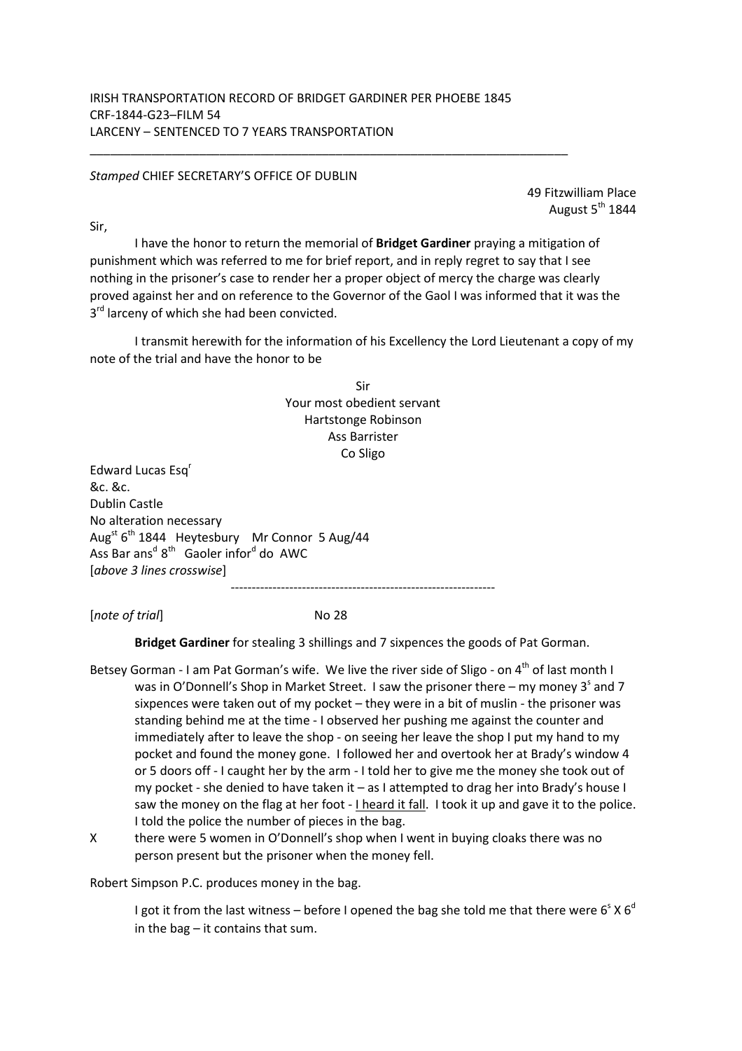IRISH TRANSPORTATION RECORD OF BRIDGET GARDINER PER PHOEBE 1845
CRF-1844-G23–FILM 54
LARCENY – SENTENCED TO 7 YEARS TRANSPORTATION

---

*Stamped* CHIEF SECRETARY'S OFFICE OF DUBLIN

49 Fitzwilliam Place
August 5th 1844

Sir,

I have the honor to return the memorial of **Bridget Gardiner** praying a mitigation of punishment which was referred to me for brief report, and in reply regret to say that I see nothing in the prisoner's case to render her a proper object of mercy the charge was clearly proved against her and on reference to the Governor of the Gaol I was informed that it was the 3rd larceny of which she had been convicted.

I transmit herewith for the information of his Excellency the Lord Lieutenant a copy of my note of the trial and have the honor to be

Sir
Your most obedient servant
Hartstonge Robinson
Ass Barrister
Co Sligo

Edward Lucas Esqr
&c. &c.
Dublin Castle
No alteration necessary
Augst 6th 1844 Heytesbury Mr Connor 5 Aug/44
Ass Bar ansd 8th Gaoler inford do AWC
[*above 3 lines crosswise*]

---

[*note of trial*] No 28

**Bridget Gardiner** for stealing 3 shillings and 7 sixpences the goods of Pat Gorman.

Betsey Gorman - I am Pat Gorman's wife. We live the river side of Sligo - on 4th of last month I was in O'Donnell's Shop in Market Street. I saw the prisoner there – my money 3s and 7 sixpences were taken out of my pocket – they were in a bit of muslin - the prisoner was standing behind me at the time - I observed her pushing me against the counter and immediately after to leave the shop - on seeing her leave the shop I put my hand to my pocket and found the money gone. I followed her and overtook her at Brady's window 4 or 5 doors off - I caught her by the arm - I told her to give me the money she took out of my pocket - she denied to have taken it – as I attempted to drag her into Brady's house I saw the money on the flag at her foot - <u>I heard it fall</u>. I took it up and gave it to the police. I told the police the number of pieces in the bag.

X there were 5 women in O'Donnell's shop when I went in buying cloaks there was no person present but the prisoner when the money fell.

Robert Simpson P.C. produces money in the bag.

I got it from the last witness – before I opened the bag she told me that there were 6s X 6d in the bag – it contains that sum.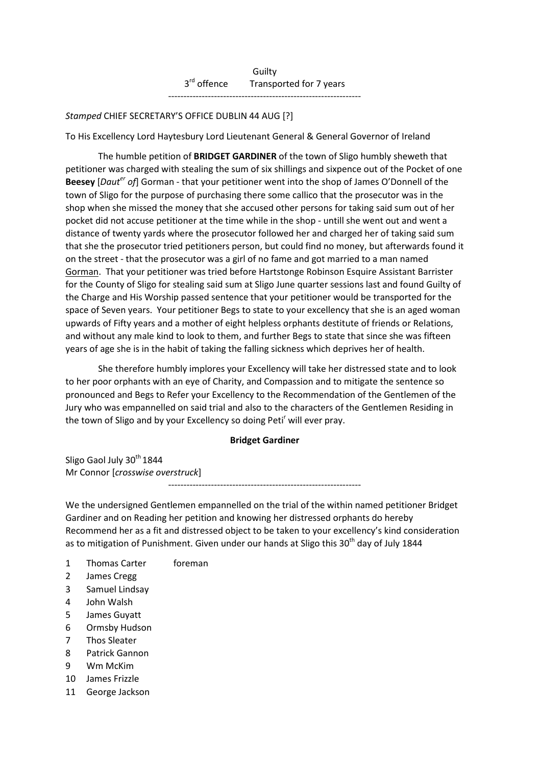Guilty

3rd offence  Transported for 7 years

---

*Stamped* CHIEF SECRETARY'S OFFICE DUBLIN 44 AUG [?]

To His Excellency Lord Haytesbury Lord Lieutenant General & General Governor of Ireland

The humble petition of **BRIDGET GARDINER** of the town of Sligo humbly sheweth that petitioner was charged with stealing the sum of six shillings and sixpence out of the Pocket of one **Beesey** [*Dauter of*] Gorman - that your petitioner went into the shop of James O'Donnell of the town of Sligo for the purpose of purchasing there some callico that the prosecutor was in the shop when she missed the money that she accused other persons for taking said sum out of her pocket did not accuse petitioner at the time while in the shop - untill she went out and went a distance of twenty yards where the prosecutor followed her and charged her of taking said sum that she the prosecutor tried petitioners person, but could find no money, but afterwards found it on the street - that the prosecutor was a girl of no fame and got married to a man named Gorman. That your petitioner was tried before Hartstonge Robinson Esquire Assistant Barrister for the County of Sligo for stealing said sum at Sligo June quarter sessions last and found Guilty of the Charge and His Worship passed sentence that your petitioner would be transported for the space of Seven years. Your petitioner Begs to state to your excellency that she is an aged woman upwards of Fifty years and a mother of eight helpless orphants destitute of friends or Relations, and without any male kind to look to them, and further Begs to state that since she was fifteen years of age she is in the habit of taking the falling sickness which deprives her of health.

She therefore humbly implores your Excellency will take her distressed state and to look to her poor orphants with an eye of Charity, and Compassion and to mitigate the sentence so pronounced and Begs to Refer your Excellency to the Recommendation of the Gentlemen of the Jury who was empannelled on said trial and also to the characters of the Gentlemen Residing in the town of Sligo and by your Excellency so doing Petir will ever pray.

**Bridget Gardiner**

Sligo Gaol July 30th 1844
Mr Connor [*crosswise overstruck*]

---

We the undersigned Gentlemen empannelled on the trial of the within named petitioner Bridget Gardiner and on Reading her petition and knowing her distressed orphants do hereby Recommend her as a fit and distressed object to be taken to your excellency's kind consideration as to mitigation of Punishment. Given under our hands at Sligo this 30th day of July 1844

1. Thomas Carter   foreman
2. James Cregg
3. Samuel Lindsay
4. John Walsh
5. James Guyatt
6. Ormsby Hudson
7. Thos Sleater
8. Patrick Gannon
9. Wm McKim
10. James Frizzle
11. George Jackson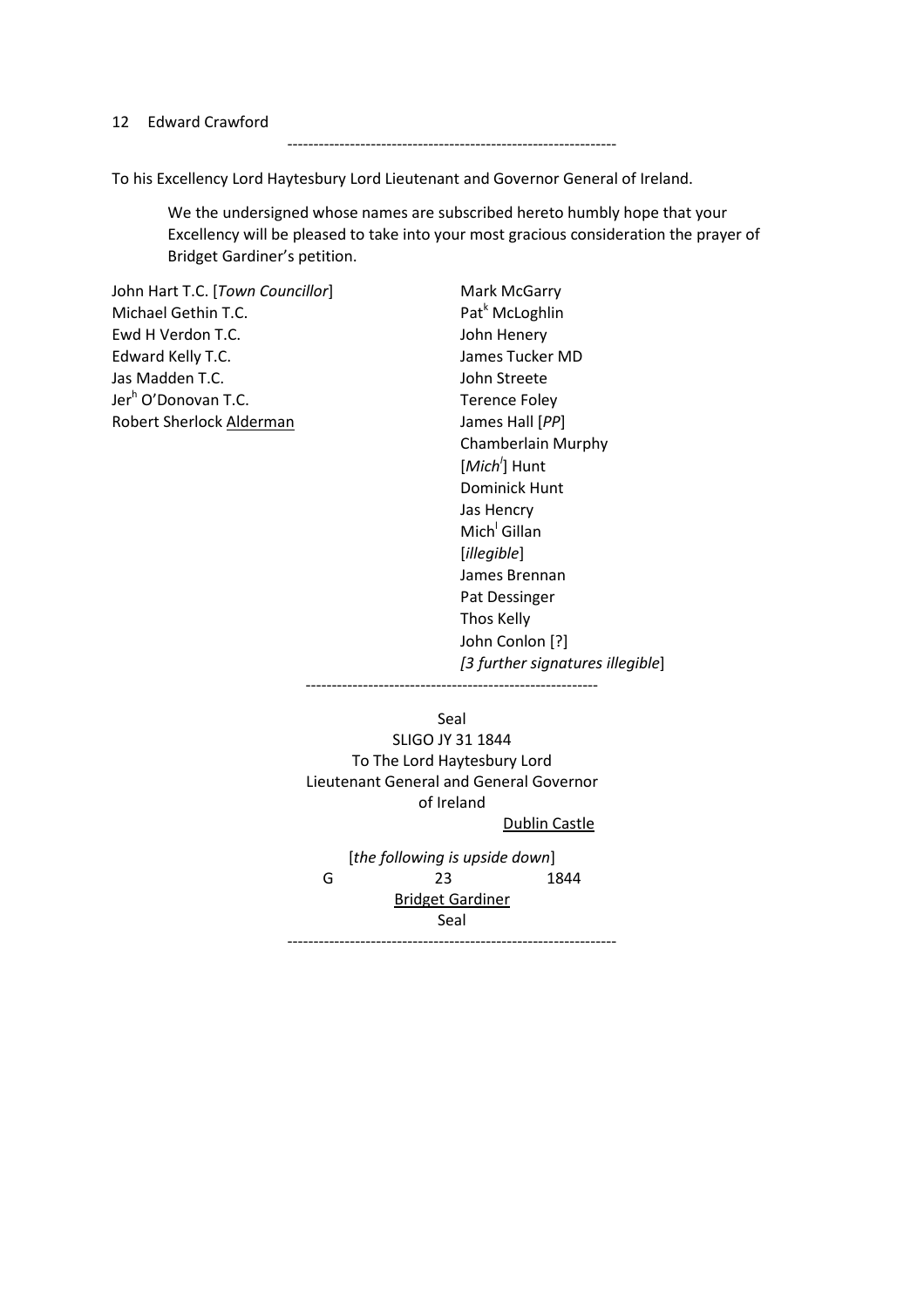---

To his Excellency Lord Haytesbury Lord Lieutenant and Governor General of Ireland.

> We the undersigned whose names are subscribed hereto humbly hope that your Excellency will be pleased to take into your most gracious consideration the prayer of Bridget Gardiner's petition.

John Hart T.C. [*Town Councillor*]
Michael Gethin T.C.
Ewd H Verdon T.C.
Edward Kelly T.C.
Jas Madden T.C.
Jer[h] O'Donovan T.C.
Robert Sherlock Alderman

Mark McGarry
Pat[k] McLoghlin
John Henery
James Tucker MD
John Streete
Terence Foley
James Hall [*PP*]
Chamberlain Murphy
[*Mich*[l]] Hunt
Dominick Hunt
Jas Hencry
Mich[l] Gillan
[*illegible*]
James Brennan
Pat Dessinger
Thos Kelly
John Conlon [?]
[*3 further signatures illegible*]

---

Seal
SLIGO JY 31 1844
To The Lord Haytesbury Lord
Lieutenant General and General Governor
of Ireland
Dublin Castle

[*the following is upside down*]
G 23 1844
Bridget Gardiner
Seal

---